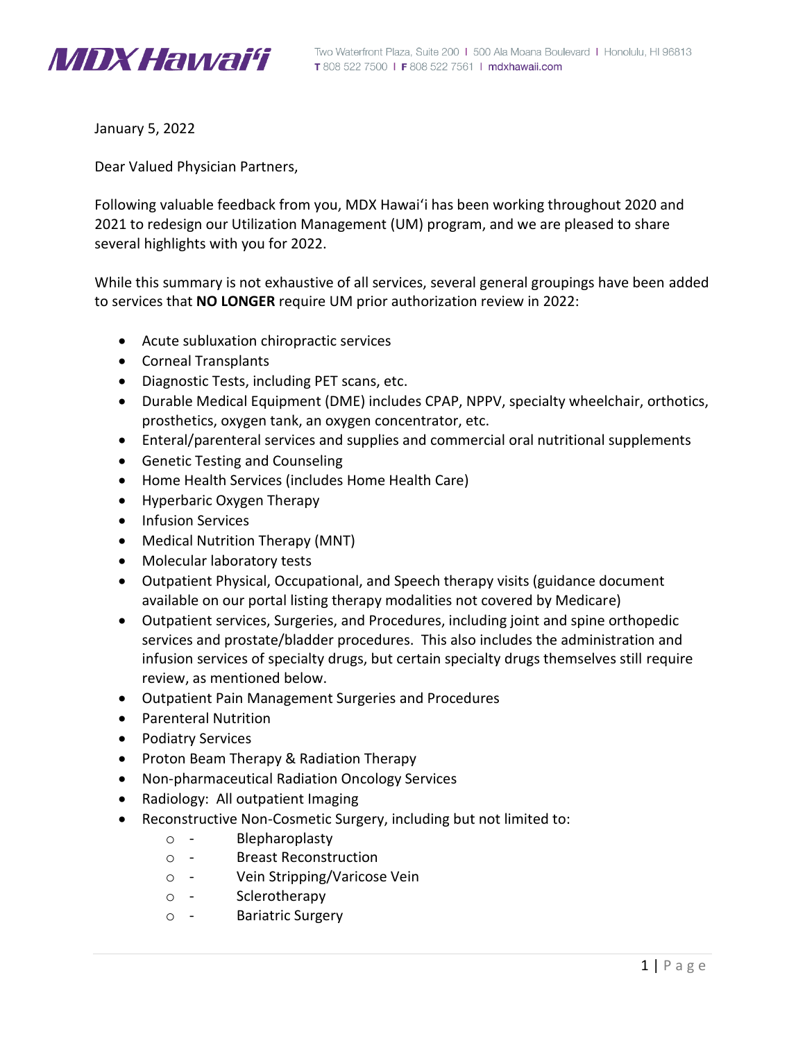MDX Hawai'i

Two Waterfront Plaza, Suite 200 I 500 Ala Moana Boulevard I Honolulu, HI 96813
T 808 522 7500 I F 808 522 7561 I mdxhawaii.com

January 5, 2022

Dear Valued Physician Partners,

Following valuable feedback from you, MDX Hawaiʻi has been working throughout 2020 and 2021 to redesign our Utilization Management (UM) program, and we are pleased to share several highlights with you for 2022.

While this summary is not exhaustive of all services, several general groupings have been added to services that **NO LONGER** require UM prior authorization review in 2022:

- Acute subluxation chiropractic services
- Corneal Transplants
- Diagnostic Tests, including PET scans, etc.
- Durable Medical Equipment (DME) includes CPAP, NPPV, specialty wheelchair, orthotics, prosthetics, oxygen tank, an oxygen concentrator, etc.
- Enteral/parenteral services and supplies and commercial oral nutritional supplements
- Genetic Testing and Counseling
- Home Health Services (includes Home Health Care)
- Hyperbaric Oxygen Therapy
- Infusion Services
- Medical Nutrition Therapy (MNT)
- Molecular laboratory tests
- Outpatient Physical, Occupational, and Speech therapy visits (guidance document available on our portal listing therapy modalities not covered by Medicare)
- Outpatient services, Surgeries, and Procedures, including joint and spine orthopedic services and prostate/bladder procedures. This also includes the administration and infusion services of specialty drugs, but certain specialty drugs themselves still require review, as mentioned below.
- Outpatient Pain Management Surgeries and Procedures
- Parenteral Nutrition
- Podiatry Services
- Proton Beam Therapy & Radiation Therapy
- Non-pharmaceutical Radiation Oncology Services
- Radiology: All outpatient Imaging
- Reconstructive Non-Cosmetic Surgery, including but not limited to:
    - Blepharoplasty
    - Breast Reconstruction
    - Vein Stripping/Varicose Vein
    - Sclerotherapy
    - Bariatric Surgery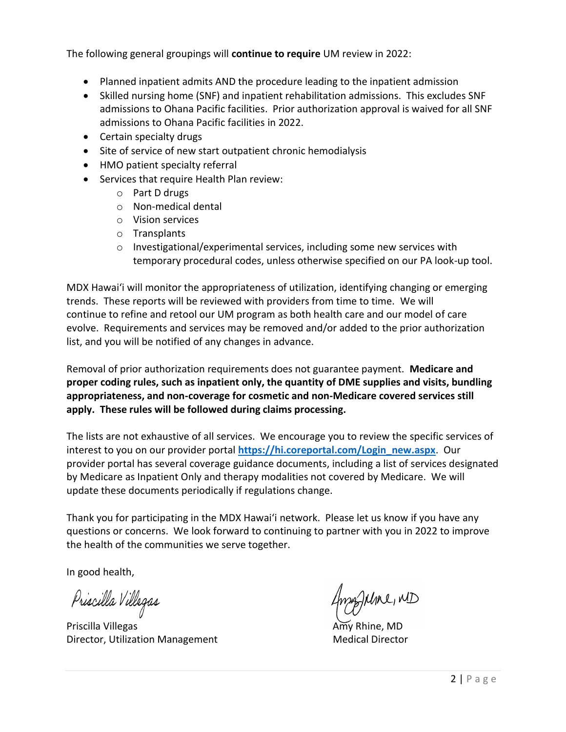The following general groupings will **continue to require** UM review in 2022:

- Planned inpatient admits AND the procedure leading to the inpatient admission
- Skilled nursing home (SNF) and inpatient rehabilitation admissions. This excludes SNF admissions to Ohana Pacific facilities. Prior authorization approval is waived for all SNF admissions to Ohana Pacific facilities in 2022.
- Certain specialty drugs
- Site of service of new start outpatient chronic hemodialysis
- HMO patient specialty referral
- Services that require Health Plan review:
  - Part D drugs
  - Non-medical dental
  - Vision services
  - Transplants
  - Investigational/experimental services, including some new services with temporary procedural codes, unless otherwise specified on our PA look-up tool.

MDX Hawaiʻi will monitor the appropriateness of utilization, identifying changing or emerging trends. These reports will be reviewed with providers from time to time. We will continue to refine and retool our UM program as both health care and our model of care evolve. Requirements and services may be removed and/or added to the prior authorization list, and you will be notified of any changes in advance.

Removal of prior authorization requirements does not guarantee payment. **Medicare and proper coding rules, such as inpatient only, the quantity of DME supplies and visits, bundling appropriateness, and non-coverage for cosmetic and non-Medicare covered services still apply. These rules will be followed during claims processing.**

The lists are not exhaustive of all services. We encourage you to review the specific services of interest to you on our provider portal **[https://hi.coreportal.com/Login_new.aspx](https://hi.coreportal.com/Login_new.aspx)**. Our provider portal has several coverage guidance documents, including a list of services designated by Medicare as Inpatient Only and therapy modalities not covered by Medicare. We will update these documents periodically if regulations change.

Thank you for participating in the MDX Hawaiʻi network. Please let us know if you have any questions or concerns. We look forward to continuing to partner with you in 2022 to improve the health of the communities we serve together.

In good health,

*Priscilla Villegas*

Priscilla Villegas
Director, Utilization Management

*Amy Rhine, MD*

Amy Rhine, MD
Medical Director